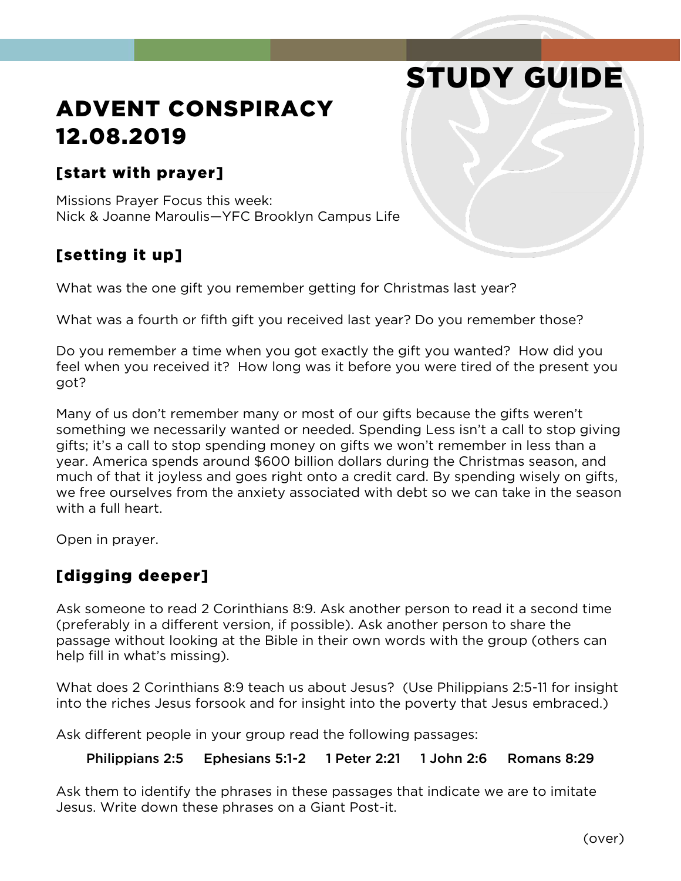# STUDY GUIDE

# ADVENT CONSPIRACY
# 12.08.2019

## [start with prayer]

Missions Prayer Focus this week:
Nick & Joanne Maroulis—YFC Brooklyn Campus Life

## [setting it up]

What was the one gift you remember getting for Christmas last year?

What was a fourth or fifth gift you received last year? Do you remember those?

Do you remember a time when you got exactly the gift you wanted? How did you feel when you received it? How long was it before you were tired of the present you got?

Many of us don't remember many or most of our gifts because the gifts weren't something we necessarily wanted or needed. Spending Less isn't a call to stop giving gifts; it's a call to stop spending money on gifts we won't remember in less than a year. America spends around $600 billion dollars during the Christmas season, and much of that it joyless and goes right onto a credit card. By spending wisely on gifts, we free ourselves from the anxiety associated with debt so we can take in the season with a full heart.

Open in prayer.

## [digging deeper]

Ask someone to read 2 Corinthians 8:9. Ask another person to read it a second time (preferably in a different version, if possible). Ask another person to share the passage without looking at the Bible in their own words with the group (others can help fill in what's missing).

What does 2 Corinthians 8:9 teach us about Jesus? (Use Philippians 2:5-11 for insight into the riches Jesus forsook and for insight into the poverty that Jesus embraced.)

Ask different people in your group read the following passages:

Philippians 2:5    Ephesians 5:1-2    1 Peter 2:21    1 John 2:6    Romans 8:29

Ask them to identify the phrases in these passages that indicate we are to imitate Jesus. Write down these phrases on a Giant Post-it.

(over)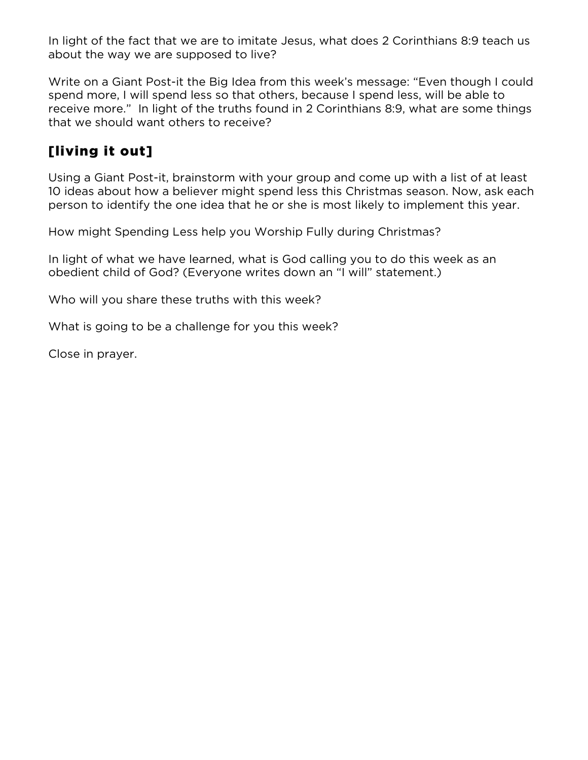In light of the fact that we are to imitate Jesus, what does 2 Corinthians 8:9 teach us about the way we are supposed to live?

Write on a Giant Post-it the Big Idea from this week's message: "Even though I could spend more, I will spend less so that others, because I spend less, will be able to receive more." In light of the truths found in 2 Corinthians 8:9, what are some things that we should want others to receive?

## [living it out]

Using a Giant Post-it, brainstorm with your group and come up with a list of at least 10 ideas about how a believer might spend less this Christmas season. Now, ask each person to identify the one idea that he or she is most likely to implement this year.

How might Spending Less help you Worship Fully during Christmas?

In light of what we have learned, what is God calling you to do this week as an obedient child of God? (Everyone writes down an "I will" statement.)

Who will you share these truths with this week?

What is going to be a challenge for you this week?

Close in prayer.